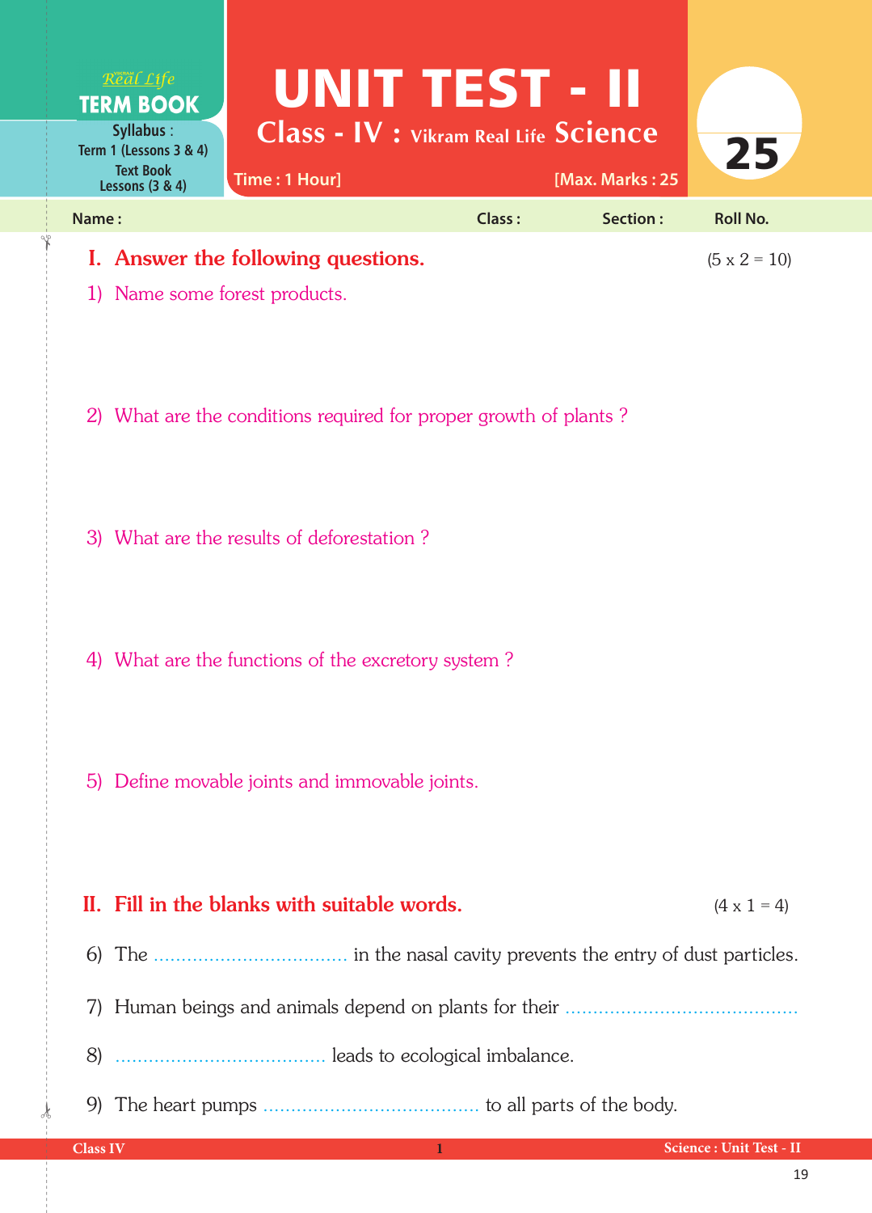Real Life
**TERM BOOK**

**Syllabus :** Term 1 (Lessons 3 & 4)
Text Book Lessons (3 & 4)

# UNIT TEST - II

## Class - IV : Vikram Real Life Science

Time : 1 Hour] [Max. Marks : 25

**25**

Name : Class : Section : Roll No.

## I. Answer the following questions. (5 x 2 = 10)

1) Name some forest products.

2) What are the conditions required for proper growth of plants ?

3) What are the results of deforestation ?

4) What are the functions of the excretory system ?

5) Define movable joints and immovable joints.

## II. Fill in the blanks with suitable words. (4 x 1 = 4)

6) The .................................. in the nasal cavity prevents the entry of dust particles.

7) Human beings and animals depend on plants for their ..........................................

8) ...................................... leads to ecological imbalance.

9) The heart pumps ....................................... to all parts of the body.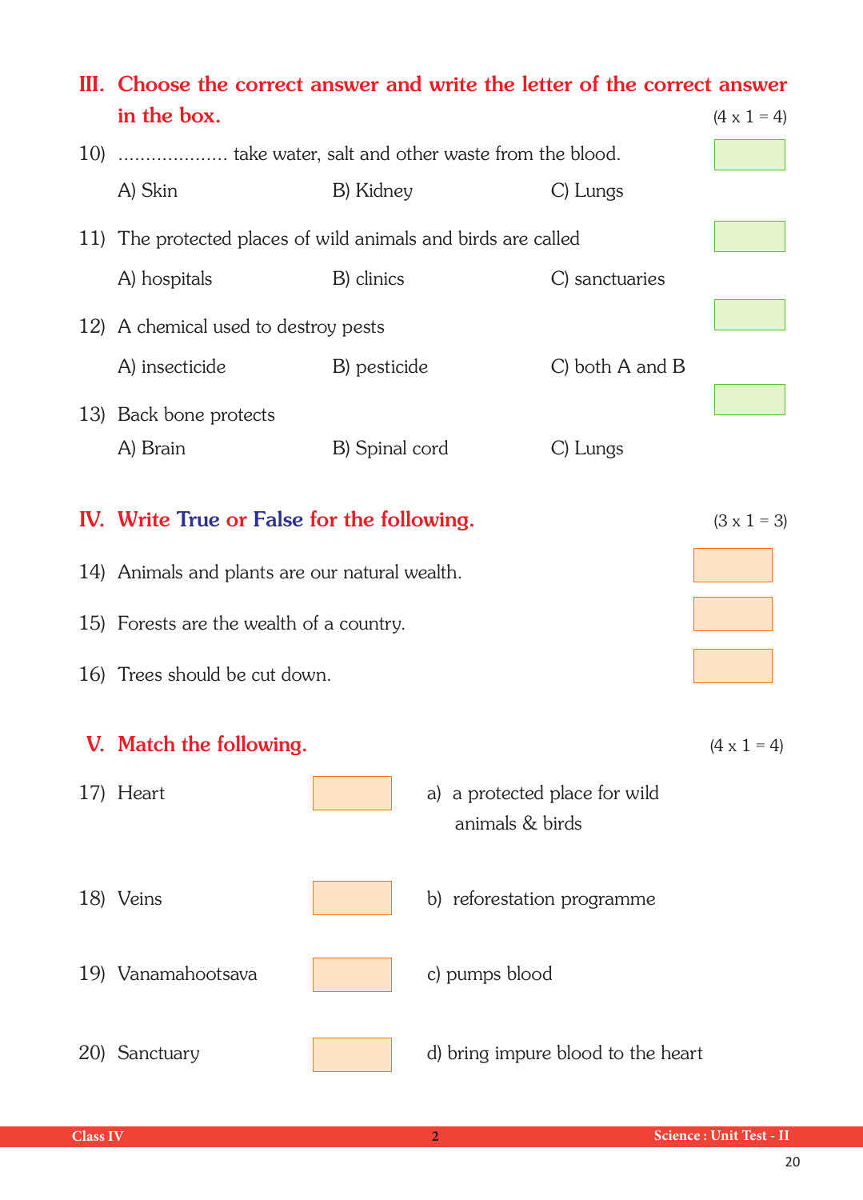## III. Choose the correct answer and write the letter of the correct answer in the box. (4 x 1 = 4)

10) .................... take water, salt and other waste from the blood.

A) Skin B) Kidney C) Lungs

11) The protected places of wild animals and birds are called

A) hospitals B) clinics C) sanctuaries

12) A chemical used to destroy pests

A) insecticide B) pesticide C) both A and B

13) Back bone protects

A) Brain B) Spinal cord C) Lungs

## IV. Write True or False for the following. (3 x 1 = 3)

14) Animals and plants are our natural wealth.

15) Forests are the wealth of a country.

16) Trees should be cut down.

## V. Match the following. (4 x 1 = 4)

| | | |
|---|---|---|
| 17) Heart | | a) a protected place for wild animals & birds |
| 18) Veins | | b) reforestation programme |
| 19) Vanamahootsava | | c) pumps blood |
| 20) Sanctuary | | d) bring impure blood to the heart |